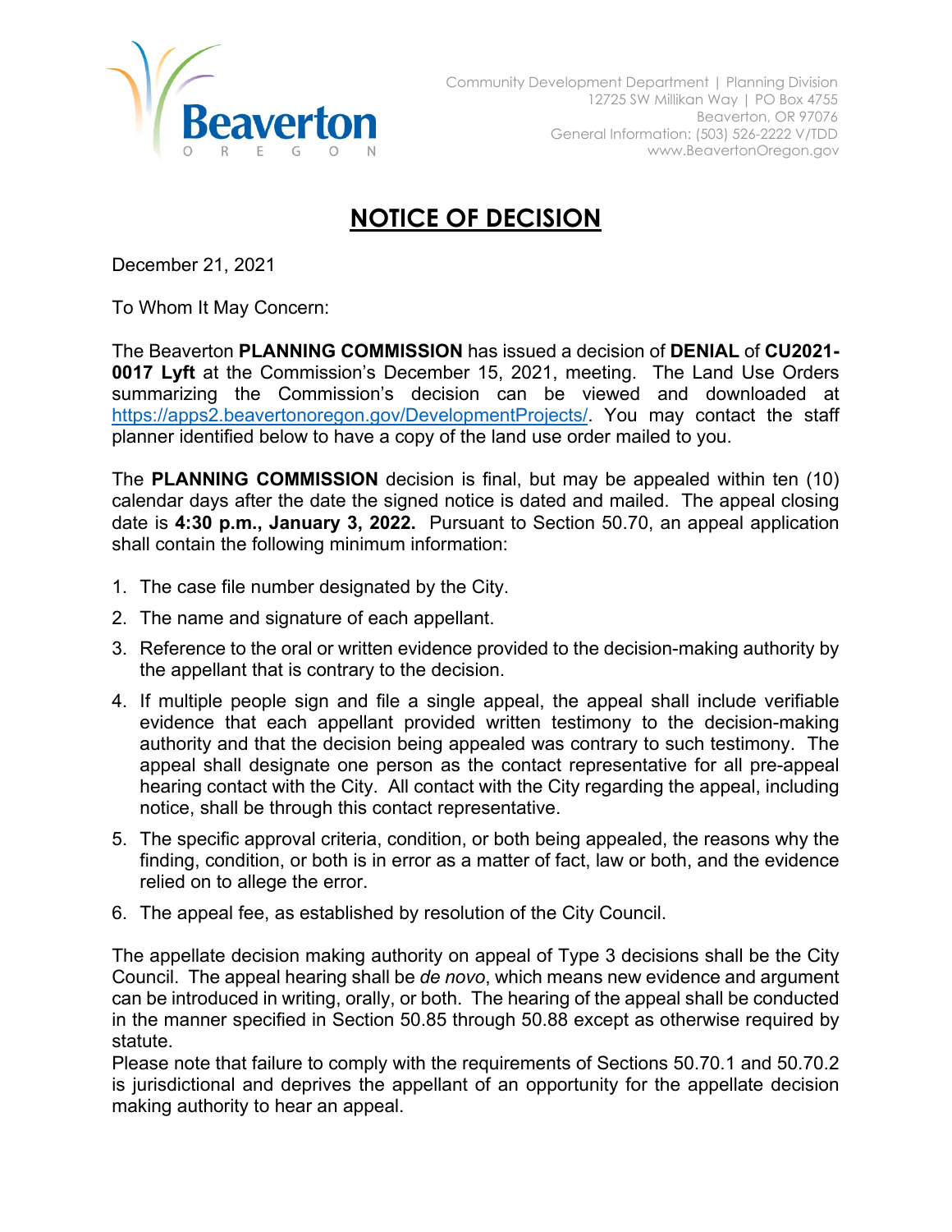Community Development Department | Planning Division
12725 SW Millikan Way | PO Box 4755
Beaverton, OR 97076
General Information: (503) 526-2222 V/TDD
www.BeavertonOregon.gov

# NOTICE OF DECISION

December 21, 2021

To Whom It May Concern:

The Beaverton **PLANNING COMMISSION** has issued a decision of **DENIAL** of **CU2021-0017 Lyft** at the Commission's December 15, 2021, meeting. The Land Use Orders summarizing the Commission's decision can be viewed and downloaded at https://apps2.beavertonoregon.gov/DevelopmentProjects/. You may contact the staff planner identified below to have a copy of the land use order mailed to you.

The **PLANNING COMMISSION** decision is final, but may be appealed within ten (10) calendar days after the date the signed notice is dated and mailed. The appeal closing date is **4:30 p.m., January 3, 2022.** Pursuant to Section 50.70, an appeal application shall contain the following minimum information:

1. The case file number designated by the City.
2. The name and signature of each appellant.
3. Reference to the oral or written evidence provided to the decision-making authority by the appellant that is contrary to the decision.
4. If multiple people sign and file a single appeal, the appeal shall include verifiable evidence that each appellant provided written testimony to the decision-making authority and that the decision being appealed was contrary to such testimony. The appeal shall designate one person as the contact representative for all pre-appeal hearing contact with the City. All contact with the City regarding the appeal, including notice, shall be through this contact representative.
5. The specific approval criteria, condition, or both being appealed, the reasons why the finding, condition, or both is in error as a matter of fact, law or both, and the evidence relied on to allege the error.
6. The appeal fee, as established by resolution of the City Council.

The appellate decision making authority on appeal of Type 3 decisions shall be the City Council. The appeal hearing shall be *de novo*, which means new evidence and argument can be introduced in writing, orally, or both. The hearing of the appeal shall be conducted in the manner specified in Section 50.85 through 50.88 except as otherwise required by statute.

Please note that failure to comply with the requirements of Sections 50.70.1 and 50.70.2 is jurisdictional and deprives the appellant of an opportunity for the appellate decision making authority to hear an appeal.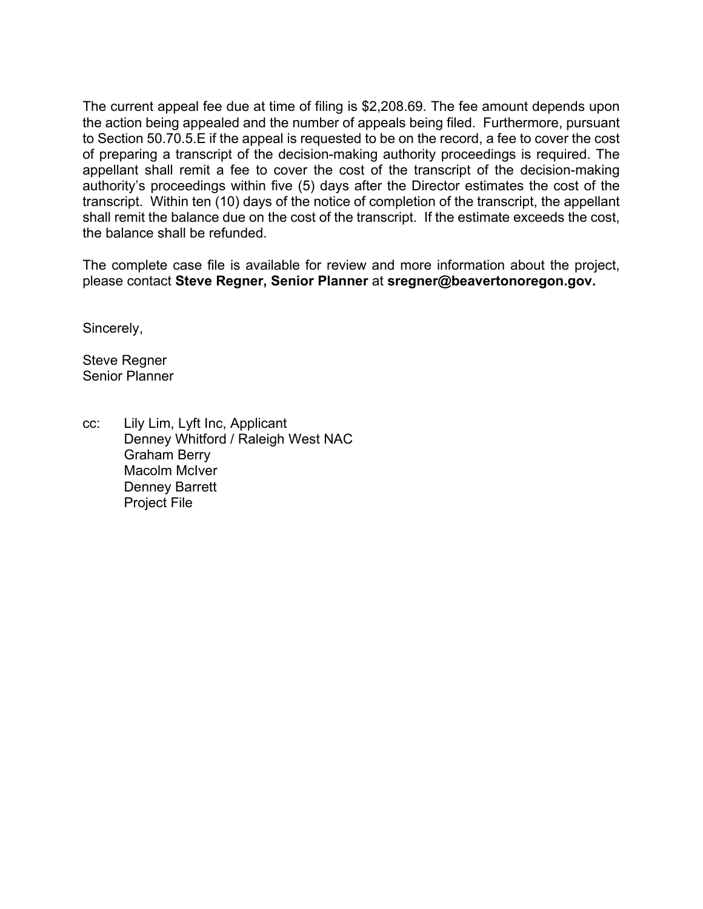The current appeal fee due at time of filing is $2,208.69. The fee amount depends upon the action being appealed and the number of appeals being filed. Furthermore, pursuant to Section 50.70.5.E if the appeal is requested to be on the record, a fee to cover the cost of preparing a transcript of the decision-making authority proceedings is required. The appellant shall remit a fee to cover the cost of the transcript of the decision-making authority's proceedings within five (5) days after the Director estimates the cost of the transcript. Within ten (10) days of the notice of completion of the transcript, the appellant shall remit the balance due on the cost of the transcript. If the estimate exceeds the cost, the balance shall be refunded.

The complete case file is available for review and more information about the project, please contact **Steve Regner, Senior Planner** at **sregner@beavertonoregon.gov.**

Sincerely,

Steve Regner
Senior Planner

cc: Lily Lim, Lyft Inc, Applicant
Denney Whitford / Raleigh West NAC
Graham Berry
Macolm McIver
Denney Barrett
Project File